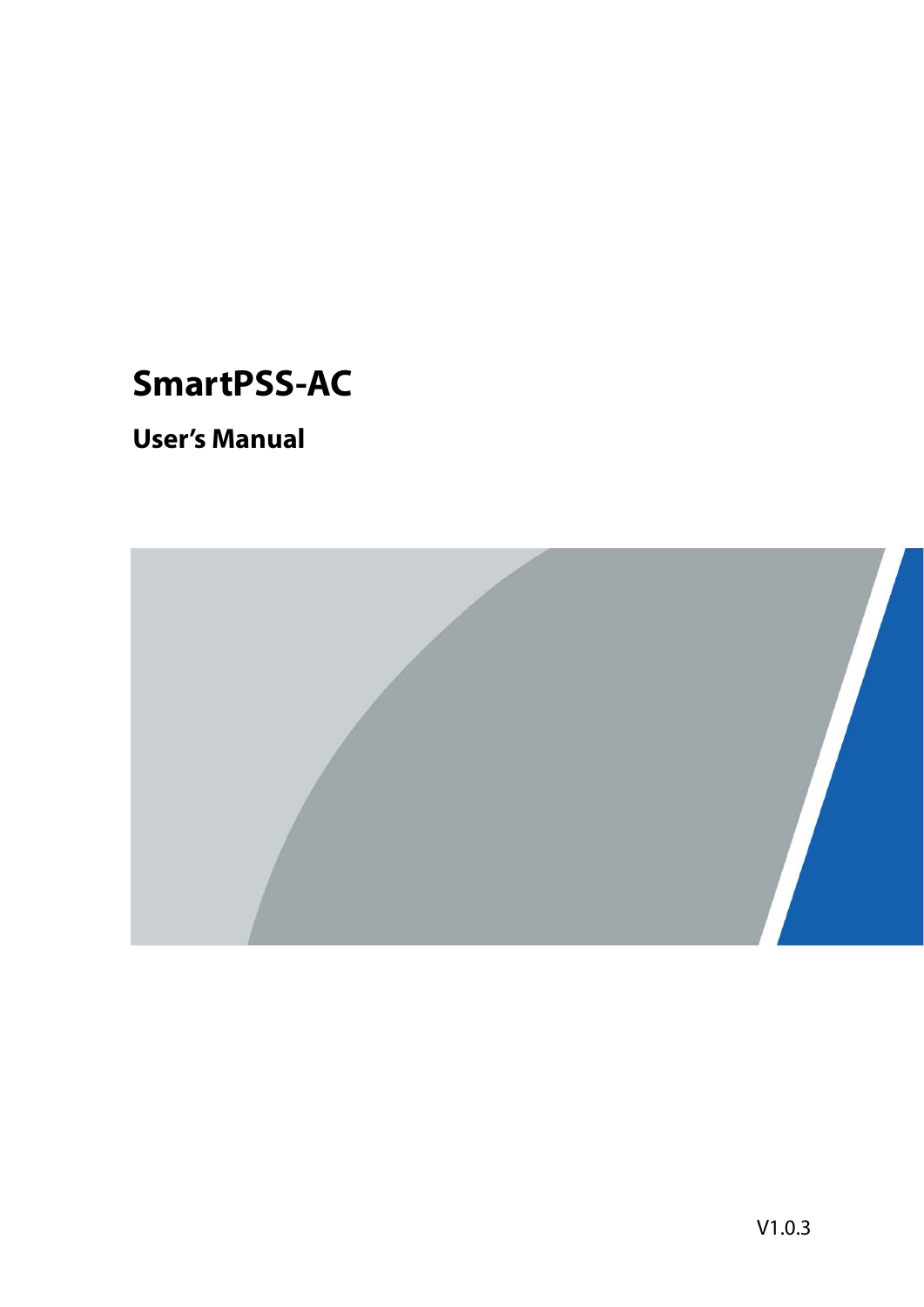# SmartPSS-AC

## User's Manual

V1.0.3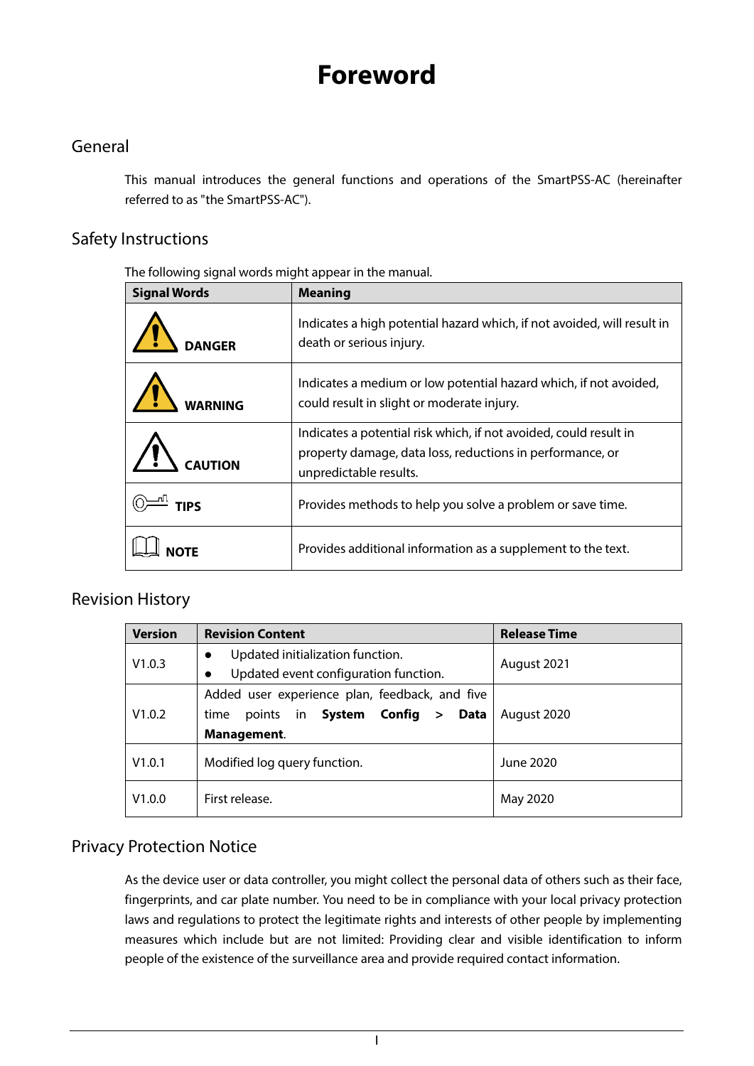# Foreword

## General

This manual introduces the general functions and operations of the SmartPSS-AC (hereinafter referred to as "the SmartPSS-AC").

## Safety Instructions

The following signal words might appear in the manual.

| Signal Words | Meaning |
| --- | --- |
| DANGER | Indicates a high potential hazard which, if not avoided, will result in death or serious injury. |
| WARNING | Indicates a medium or low potential hazard which, if not avoided, could result in slight or moderate injury. |
| CAUTION | Indicates a potential risk which, if not avoided, could result in property damage, data loss, reductions in performance, or unpredictable results. |
| TIPS | Provides methods to help you solve a problem or save time. |
| NOTE | Provides additional information as a supplement to the text. |

## Revision History

| Version | Revision Content | Release Time |
| --- | --- | --- |
| V1.0.3 | • Updated initialization function.<br>• Updated event configuration function. | August 2021 |
| V1.0.2 | Added user experience plan, feedback, and five time points in **System Config** > **Data Management**. | August 2020 |
| V1.0.1 | Modified log query function. | June 2020 |
| V1.0.0 | First release. | May 2020 |

## Privacy Protection Notice

As the device user or data controller, you might collect the personal data of others such as their face, fingerprints, and car plate number. You need to be in compliance with your local privacy protection laws and regulations to protect the legitimate rights and interests of other people by implementing measures which include but are not limited: Providing clear and visible identification to inform people of the existence of the surveillance area and provide required contact information.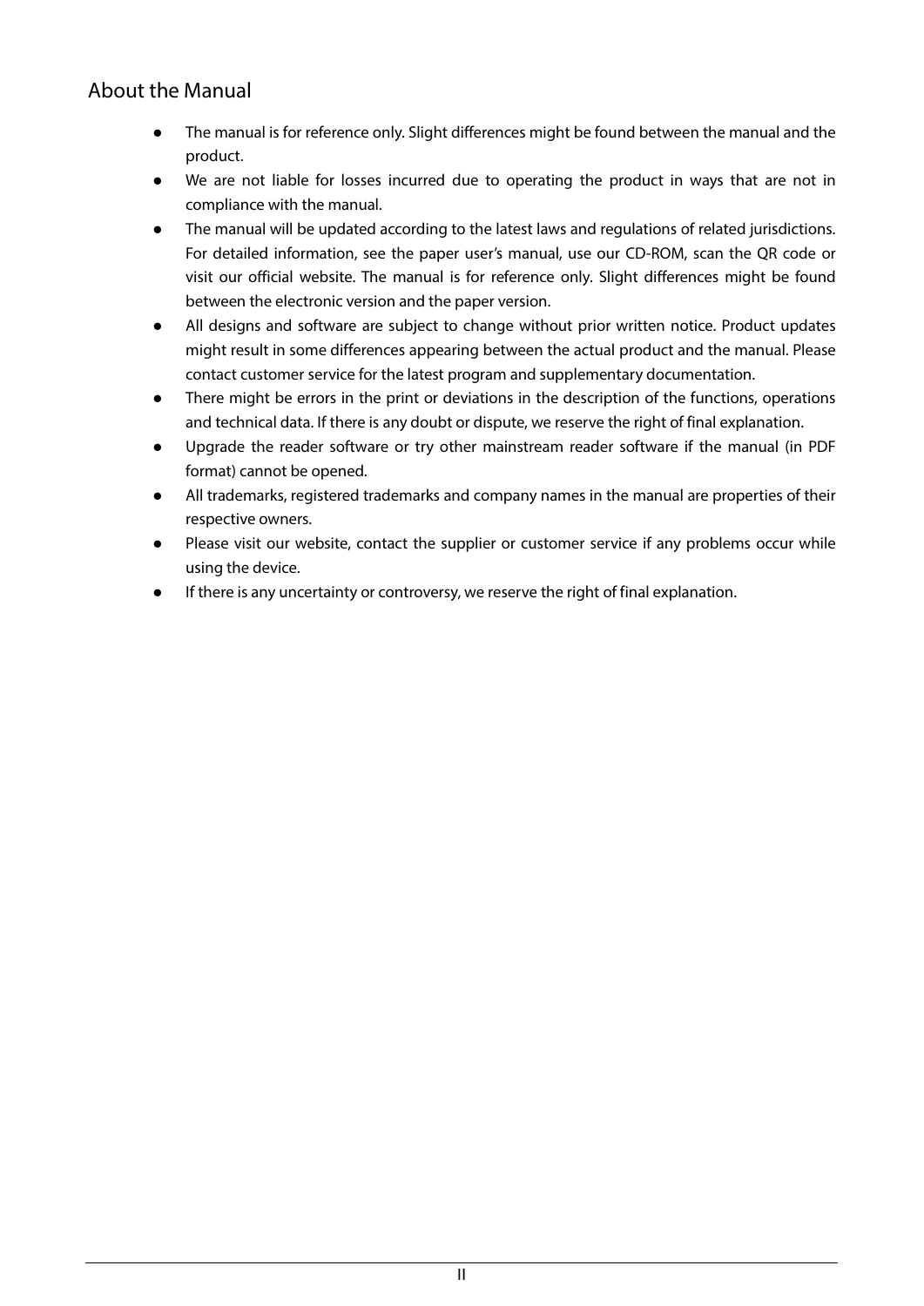## About the Manual

- The manual is for reference only. Slight differences might be found between the manual and the product.
- We are not liable for losses incurred due to operating the product in ways that are not in compliance with the manual.
- The manual will be updated according to the latest laws and regulations of related jurisdictions. For detailed information, see the paper user's manual, use our CD-ROM, scan the QR code or visit our official website. The manual is for reference only. Slight differences might be found between the electronic version and the paper version.
- All designs and software are subject to change without prior written notice. Product updates might result in some differences appearing between the actual product and the manual. Please contact customer service for the latest program and supplementary documentation.
- There might be errors in the print or deviations in the description of the functions, operations and technical data. If there is any doubt or dispute, we reserve the right of final explanation.
- Upgrade the reader software or try other mainstream reader software if the manual (in PDF format) cannot be opened.
- All trademarks, registered trademarks and company names in the manual are properties of their respective owners.
- Please visit our website, contact the supplier or customer service if any problems occur while using the device.
- If there is any uncertainty or controversy, we reserve the right of final explanation.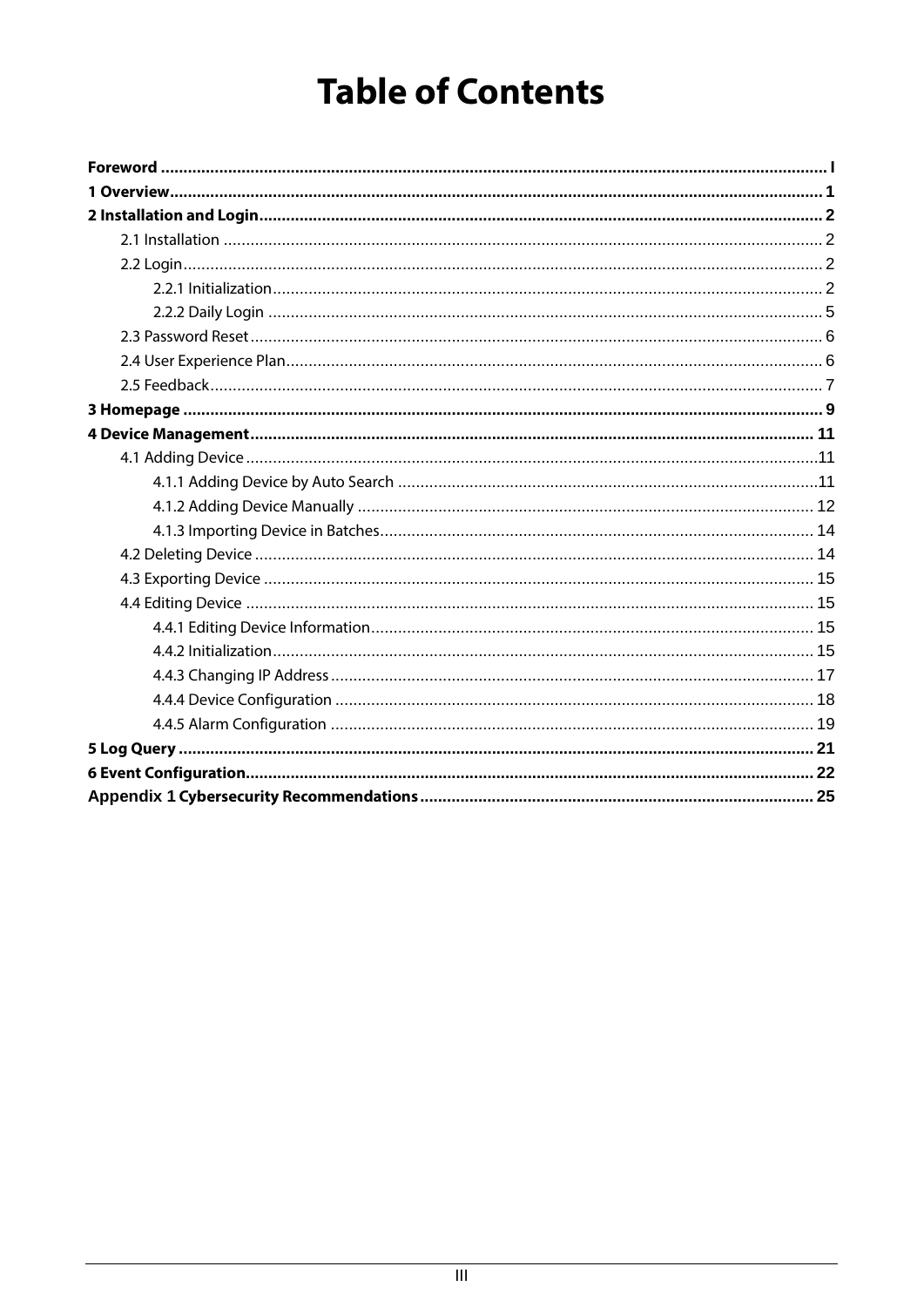# Table of Contents

**Foreword** .......... I
**1 Overview** .......... 1
**2 Installation and Login** .......... 2
- 2.1 Installation .......... 2
- 2.2 Login .......... 2
  - 2.2.1 Initialization .......... 2
  - 2.2.2 Daily Login .......... 5
- 2.3 Password Reset .......... 6
- 2.4 User Experience Plan .......... 6
- 2.5 Feedback .......... 7

**3 Homepage** .......... 9
**4 Device Management** .......... 11
- 4.1 Adding Device .......... 11
  - 4.1.1 Adding Device by Auto Search .......... 11
  - 4.1.2 Adding Device Manually .......... 12
  - 4.1.3 Importing Device in Batches .......... 14
- 4.2 Deleting Device .......... 14
- 4.3 Exporting Device .......... 15
- 4.4 Editing Device .......... 15
  - 4.4.1 Editing Device Information .......... 15
  - 4.4.2 Initialization .......... 15
  - 4.4.3 Changing IP Address .......... 17
  - 4.4.4 Device Configuration .......... 18
  - 4.4.5 Alarm Configuration .......... 19

**5 Log Query** .......... 21
**6 Event Configuration** .......... 22
**Appendix 1 Cybersecurity Recommendations** .......... 25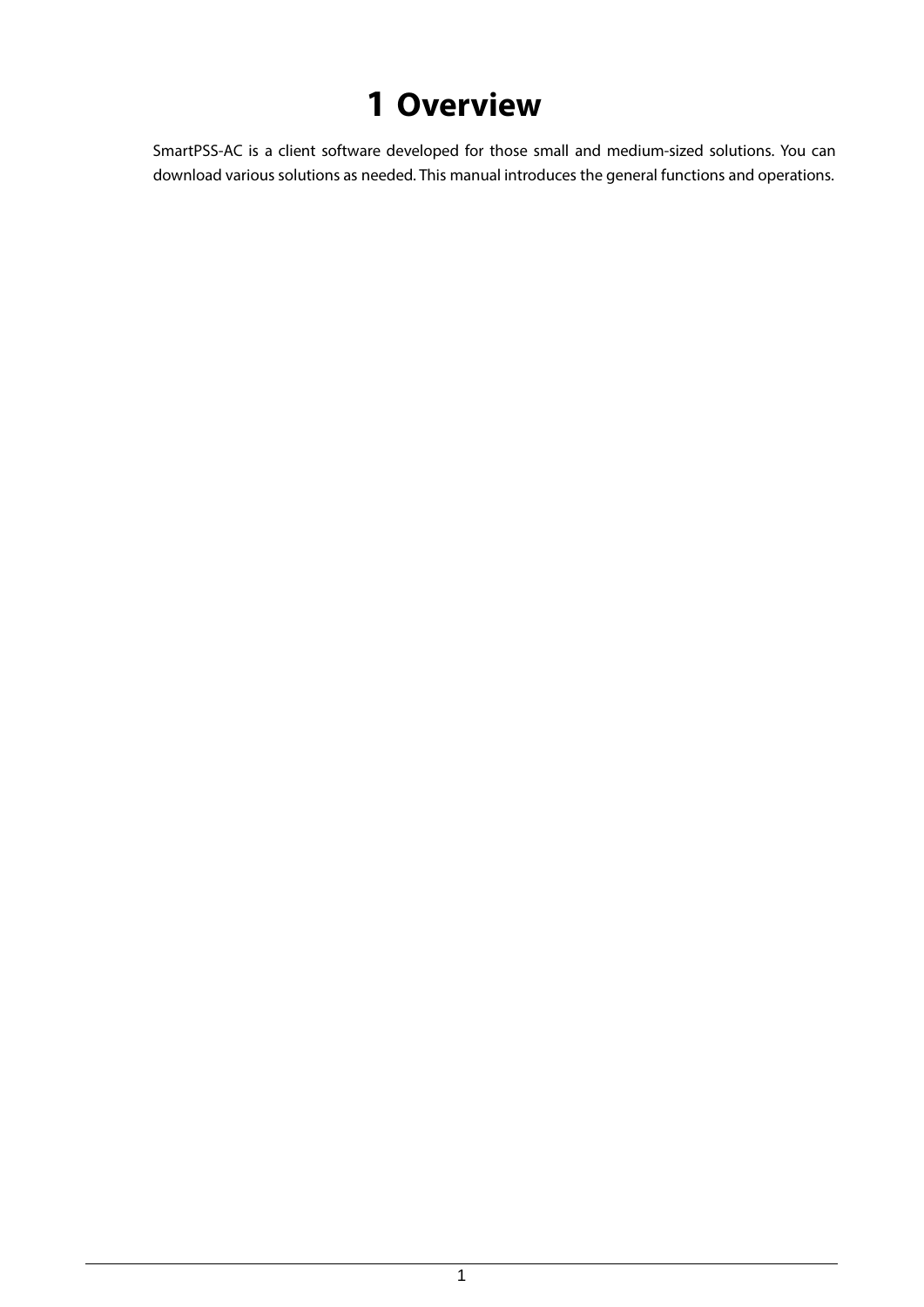# 1 Overview

SmartPSS-AC is a client software developed for those small and medium-sized solutions. You can download various solutions as needed. This manual introduces the general functions and operations.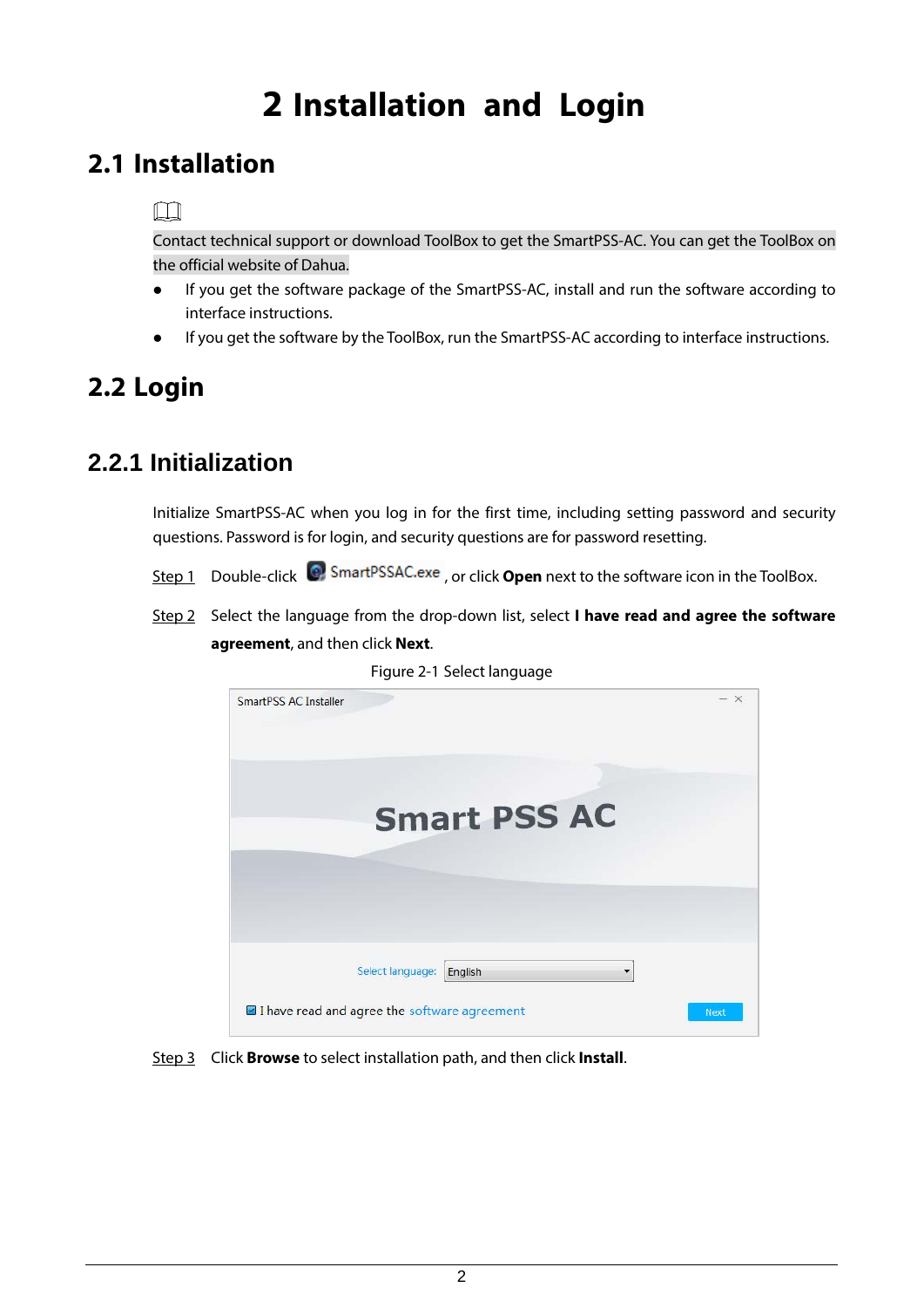# 2 Installation and Login

## 2.1 Installation

Contact technical support or download ToolBox to get the SmartPSS-AC. You can get the ToolBox on the official website of Dahua.

- If you get the software package of the SmartPSS-AC, install and run the software according to interface instructions.
- If you get the software by the ToolBox, run the SmartPSS-AC according to interface instructions.

## 2.2 Login

### 2.2.1 Initialization

Initialize SmartPSS-AC when you log in for the first time, including setting password and security questions. Password is for login, and security questions are for password resetting.

Step 1 Double-click SmartPSSAC.exe, or click **Open** next to the software icon in the ToolBox.

Step 2 Select the language from the drop-down list, select **I have read and agree the software agreement**, and then click **Next**.

Figure 2-1 Select language

Step 3 Click **Browse** to select installation path, and then click **Install**.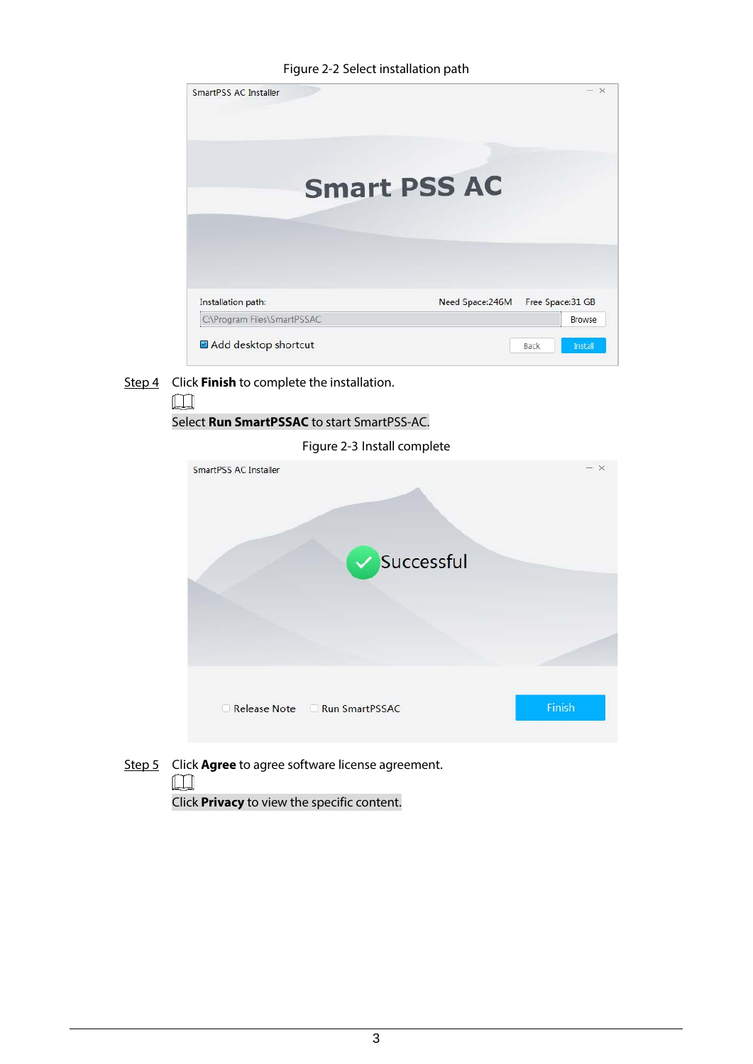Figure 2-2 Select installation path

Step 4 Click **Finish** to complete the installation.

Select **Run SmartPSSAC** to start SmartPSS-AC.

Figure 2-3 Install complete

Step 5 Click **Agree** to agree software license agreement.

Click **Privacy** to view the specific content.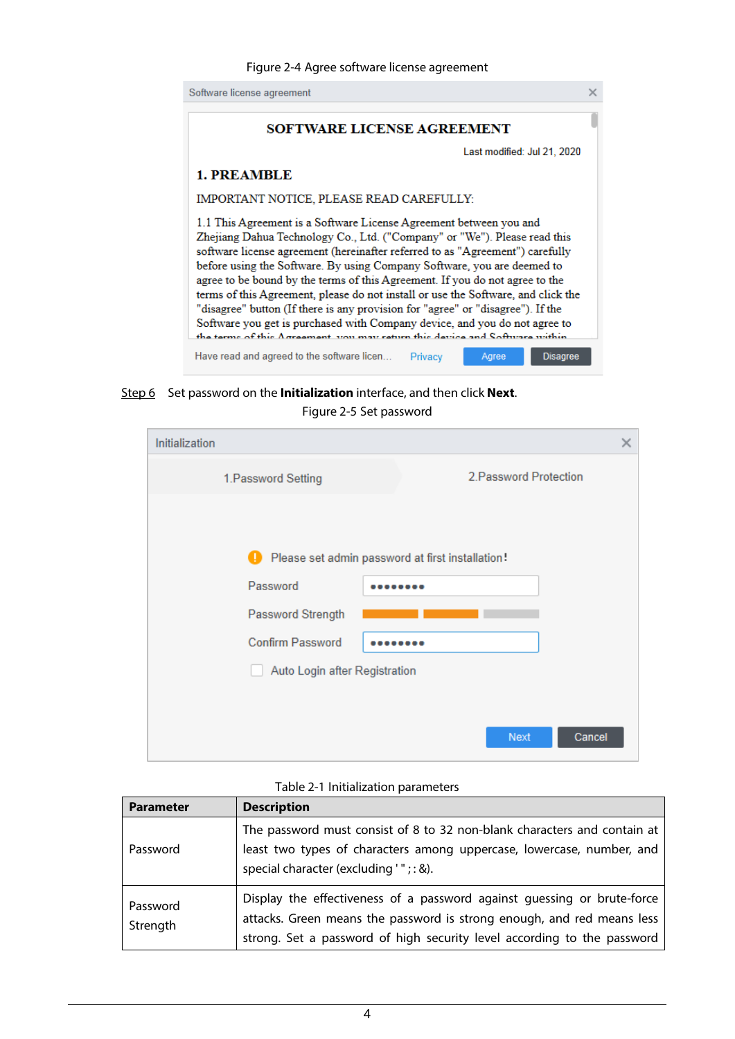Figure 2-4 Agree software license agreement

Step 6 Set password on the **Initialization** interface, and then click **Next**.

Figure 2-5 Set password

Table 2-1 Initialization parameters

| Parameter | Description |
| --- | --- |
| Password | The password must consist of 8 to 32 non-blank characters and contain at least two types of characters among uppercase, lowercase, number, and special character (excluding ' " ; : &). |
| Password Strength | Display the effectiveness of a password against guessing or brute-force attacks. Green means the password is strong enough, and red means less strong. Set a password of high security level according to the password |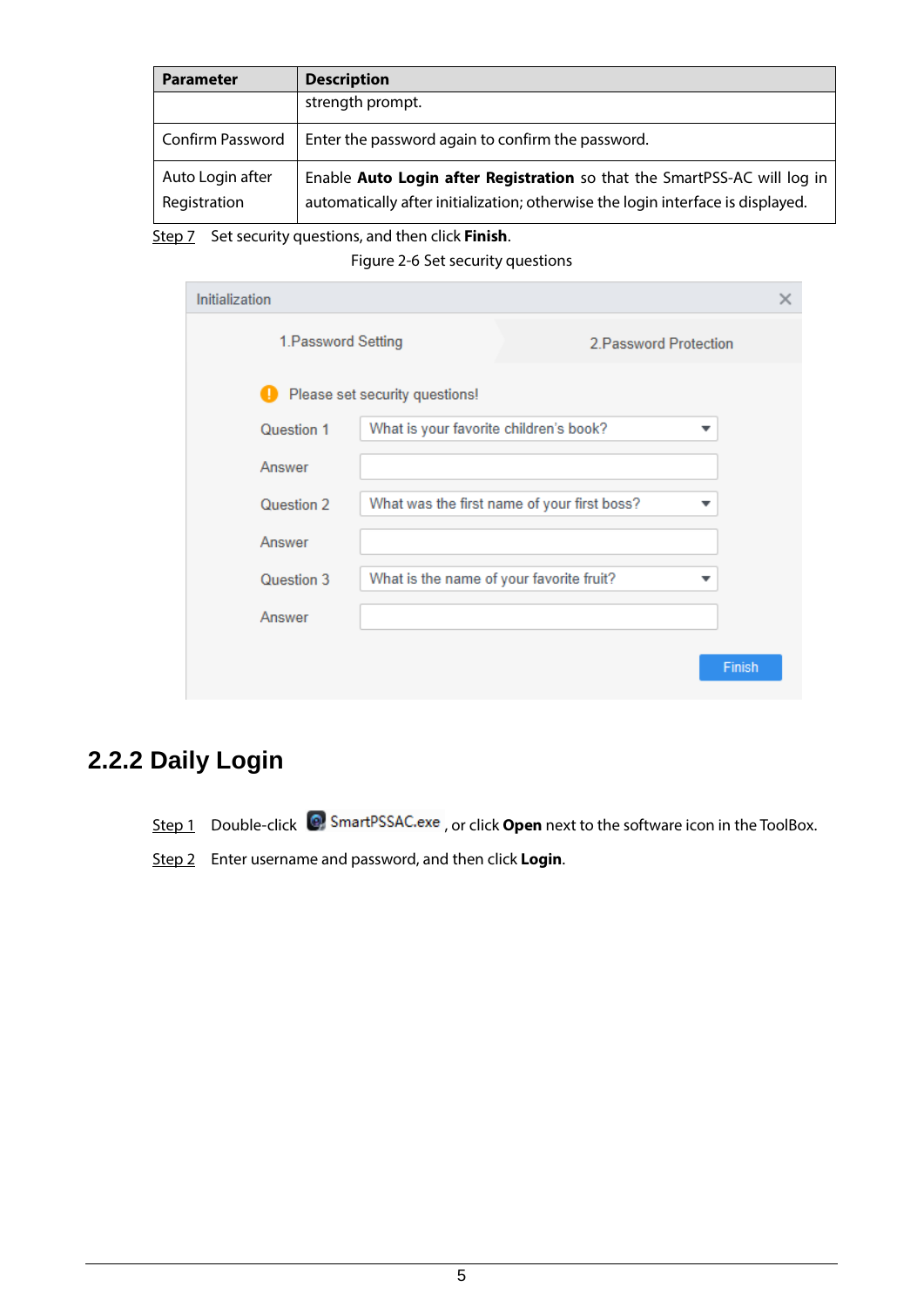| Parameter | Description |
| --- | --- |
| | strength prompt. |
| Confirm Password | Enter the password again to confirm the password. |
| Auto Login after Registration | Enable **Auto Login after Registration** so that the SmartPSS-AC will log in automatically after initialization; otherwise the login interface is displayed. |

Step 7 Set security questions, and then click **Finish**.

Figure 2-6 Set security questions

## 2.2.2 Daily Login

Step 1 Double-click SmartPSSAC.exe, or click **Open** next to the software icon in the ToolBox.

Step 2 Enter username and password, and then click **Login**.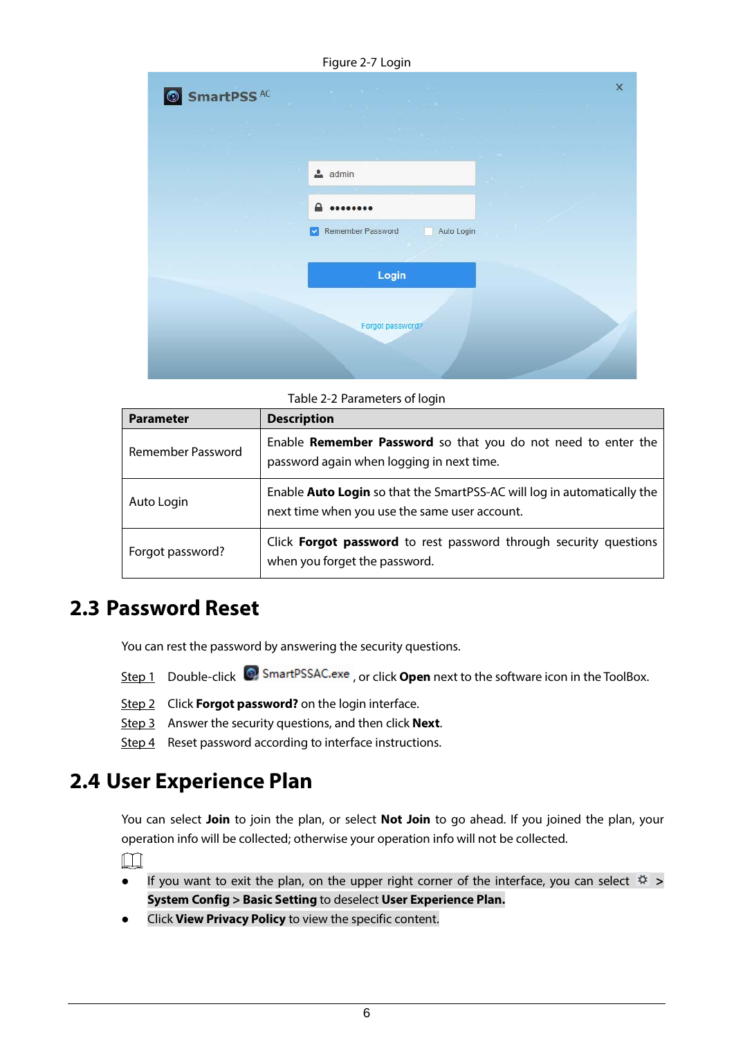Figure 2-7 Login

Table 2-2 Parameters of login

| Parameter | Description |
|---|---|
| Remember Password | Enable **Remember Password** so that you do not need to enter the password again when logging in next time. |
| Auto Login | Enable **Auto Login** so that the SmartPSS-AC will log in automatically the next time when you use the same user account. |
| Forgot password? | Click **Forgot password** to rest password through security questions when you forget the password. |

## 2.3 Password Reset

You can rest the password by answering the security questions.

Step 1 Double-click SmartPSSAC.exe, or click **Open** next to the software icon in the ToolBox.

Step 2 Click **Forgot password?** on the login interface.

Step 3 Answer the security questions, and then click **Next**.

Step 4 Reset password according to interface instructions.

## 2.4 User Experience Plan

You can select **Join** to join the plan, or select **Not Join** to go ahead. If you joined the plan, your operation info will be collected; otherwise your operation info will not be collected.

- If you want to exit the plan, on the upper right corner of the interface, you can select ⚙ > **System Config > Basic Setting** to deselect **User Experience Plan.**
- Click **View Privacy Policy** to view the specific content.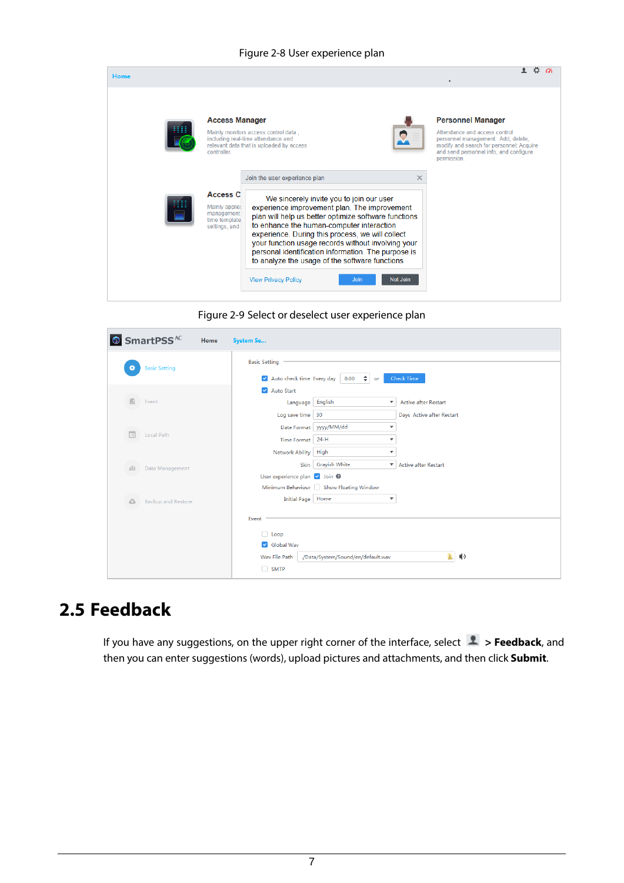Figure 2-8 User experience plan

Figure 2-9 Select or deselect user experience plan

## 2.5 Feedback

If you have any suggestions, on the upper right corner of the interface, select > **Feedback**, and then you can enter suggestions (words), upload pictures and attachments, and then click **Submit**.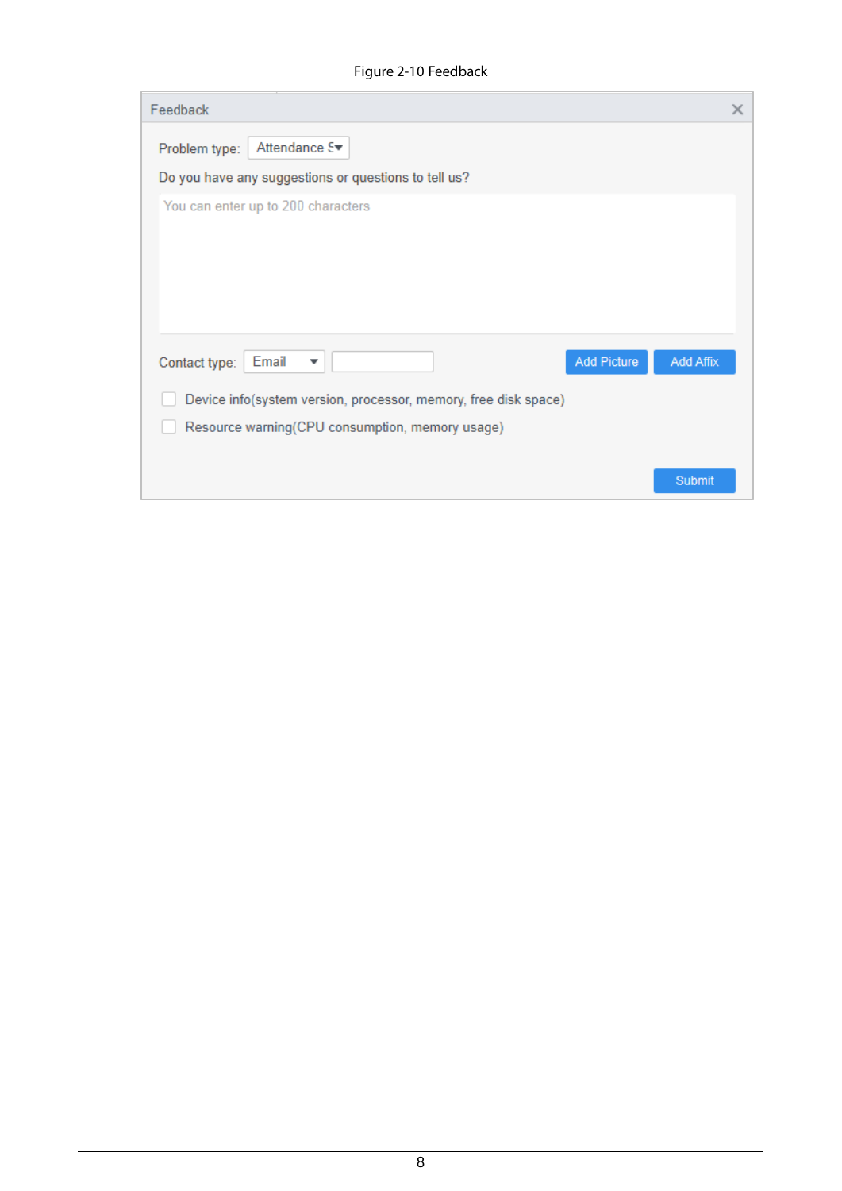Figure 2-10 Feedback

Feedback

Problem type: Attendance S

Do you have any suggestions or questions to tell us?

You can enter up to 200 characters

Contact type: Email

Add Picture

Add Affix

Device info(system version, processor, memory, free disk space)

Resource warning(CPU consumption, memory usage)

Submit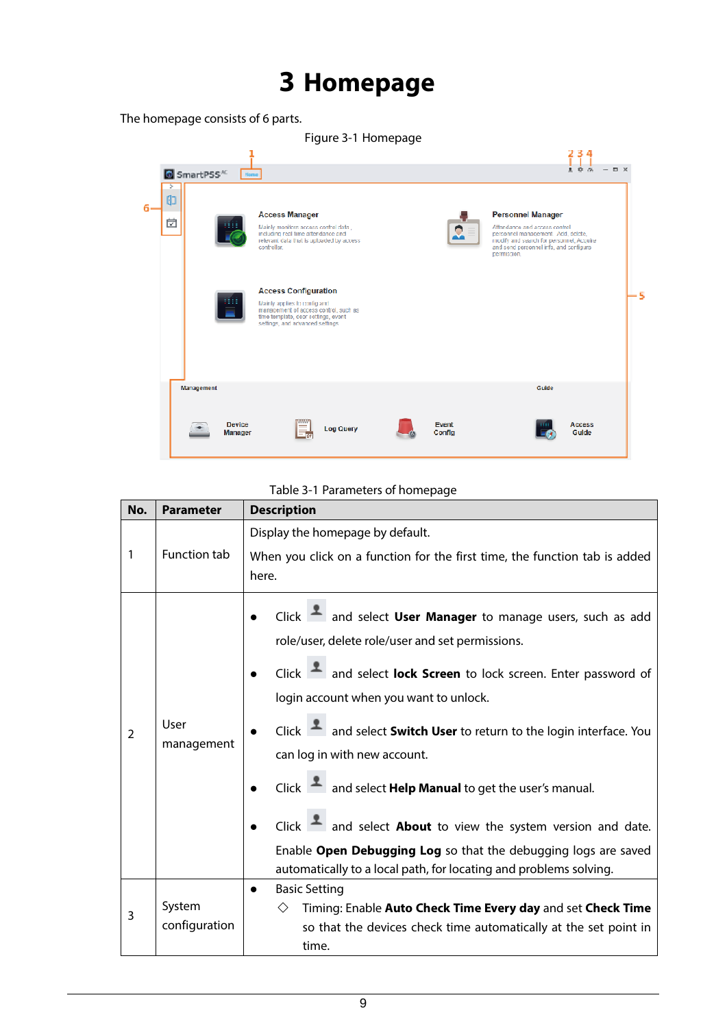# 3 Homepage

The homepage consists of 6 parts.

Figure 3-1 Homepage

Table 3-1 Parameters of homepage

| No. | Parameter | Description |
|---|---|---|
| 1 | Function tab | Display the homepage by default.<br><br>When you click on a function for the first time, the function tab is added here. |
| 2 | User management | • Click and select **User Manager** to manage users, such as add role/user, delete role/user and set permissions.<br>• Click and select **lock Screen** to lock screen. Enter password of login account when you want to unlock.<br>• Click and select **Switch User** to return to the login interface. You can log in with new account.<br>• Click and select **Help Manual** to get the user's manual.<br>• Click and select **About** to view the system version and date. Enable **Open Debugging Log** so that the debugging logs are saved automatically to a local path, for locating and problems solving. |
| 3 | System configuration | • Basic Setting<br>◇ Timing: Enable **Auto Check Time Every day** and set **Check Time** so that the devices check time automatically at the set point in time. |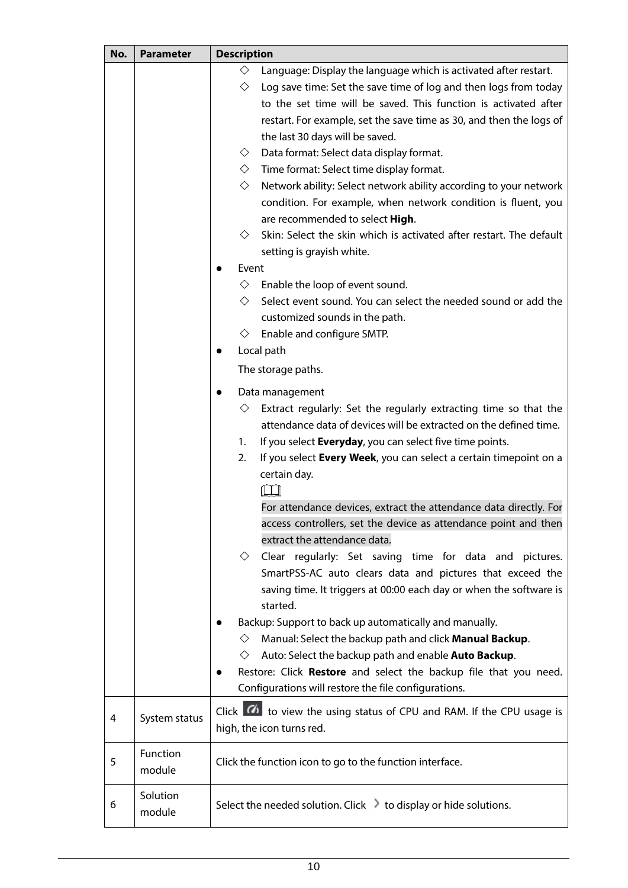| No. | Parameter | Description |
| --- | --- | --- |
| | | ◇ Language: Display the language which is activated after restart.<br>◇ Log save time: Set the save time of log and then logs from today to the set time will be saved. This function is activated after restart. For example, set the save time as 30, and then the logs of the last 30 days will be saved.<br>◇ Data format: Select data display format.<br>◇ Time format: Select time display format.<br>◇ Network ability: Select network ability according to your network condition. For example, when network condition is fluent, you are recommended to select **High**.<br>◇ Skin: Select the skin which is activated after restart. The default setting is grayish white.<br>● Event<br>◇ Enable the loop of event sound.<br>◇ Select event sound. You can select the needed sound or add the customized sounds in the path.<br>◇ Enable and configure SMTP.<br>● Local path<br>The storage paths.<br>● Data management<br>◇ Extract regularly: Set the regularly extracting time so that the attendance data of devices will be extracted on the defined time.<br>1. If you select **Everyday**, you can select five time points.<br>2. If you select **Every Week**, you can select a certain timepoint on a certain day.<br>For attendance devices, extract the attendance data directly. For access controllers, set the device as attendance point and then extract the attendance data.<br>◇ Clear regularly: Set saving time for data and pictures. SmartPSS-AC auto clears data and pictures that exceed the saving time. It triggers at 00:00 each day or when the software is started.<br>● Backup: Support to back up automatically and manually.<br>◇ Manual: Select the backup path and click **Manual Backup**.<br>◇ Auto: Select the backup path and enable **Auto Backup**.<br>● Restore: Click **Restore** and select the backup file that you need. Configurations will restore the file configurations. |
| 4 | System status | Click the icon to view the using status of CPU and RAM. If the CPU usage is high, the icon turns red. |
| 5 | Function module | Click the function icon to go to the function interface. |
| 6 | Solution module | Select the needed solution. Click › to display or hide solutions. |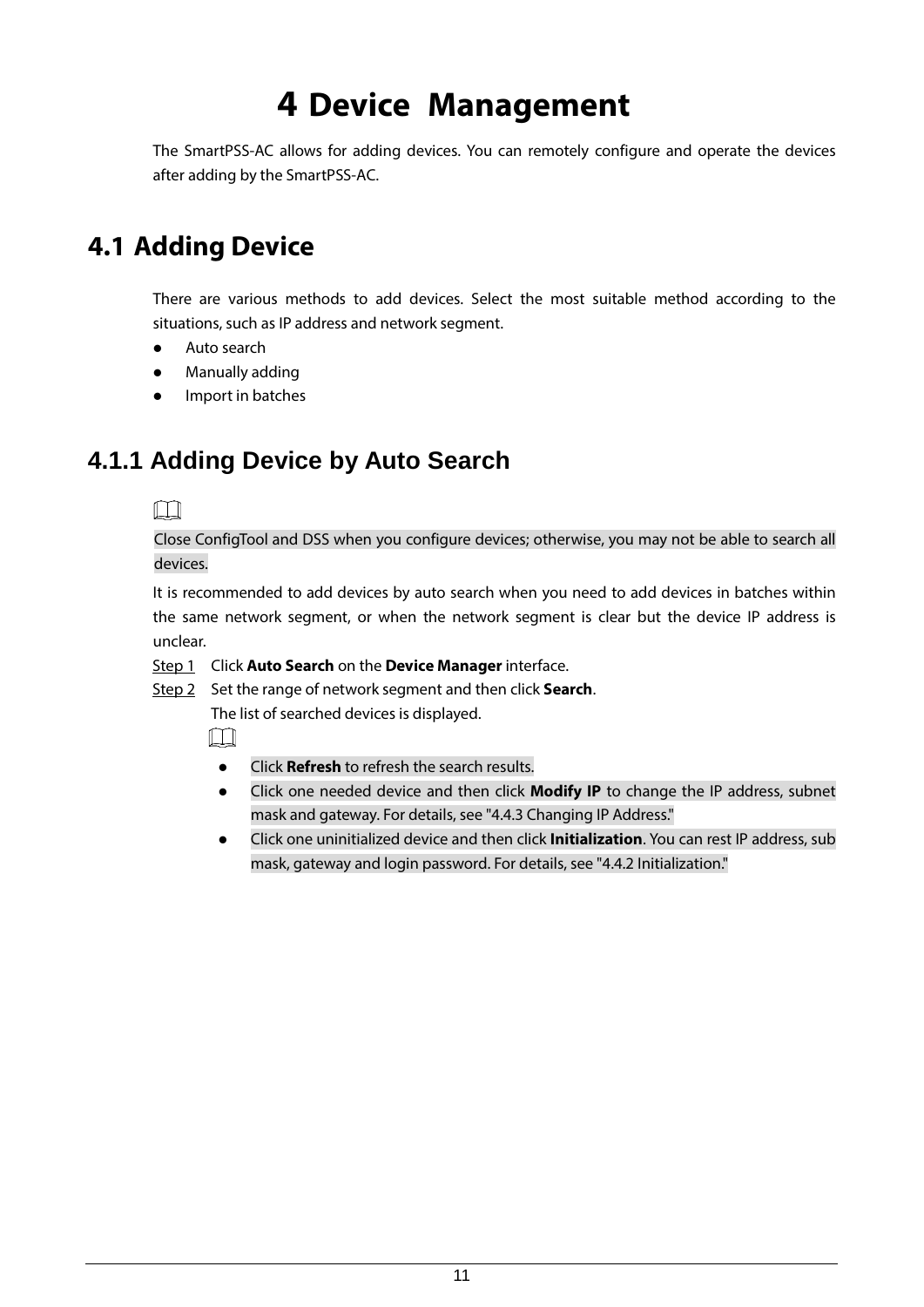# 4 Device Management

The SmartPSS-AC allows for adding devices. You can remotely configure and operate the devices after adding by the SmartPSS-AC.

## 4.1 Adding Device

There are various methods to add devices. Select the most suitable method according to the situations, such as IP address and network segment.

- Auto search
- Manually adding
- Import in batches

### 4.1.1 Adding Device by Auto Search

Close ConfigTool and DSS when you configure devices; otherwise, you may not be able to search all devices.

It is recommended to add devices by auto search when you need to add devices in batches within the same network segment, or when the network segment is clear but the device IP address is unclear.

Step 1 Click **Auto Search** on the **Device Manager** interface.

Step 2 Set the range of network segment and then click **Search**.

The list of searched devices is displayed.

- Click **Refresh** to refresh the search results.
- Click one needed device and then click **Modify IP** to change the IP address, subnet mask and gateway. For details, see "4.4.3 Changing IP Address."
- Click one uninitialized device and then click **Initialization**. You can rest IP address, sub mask, gateway and login password. For details, see "4.4.2 Initialization."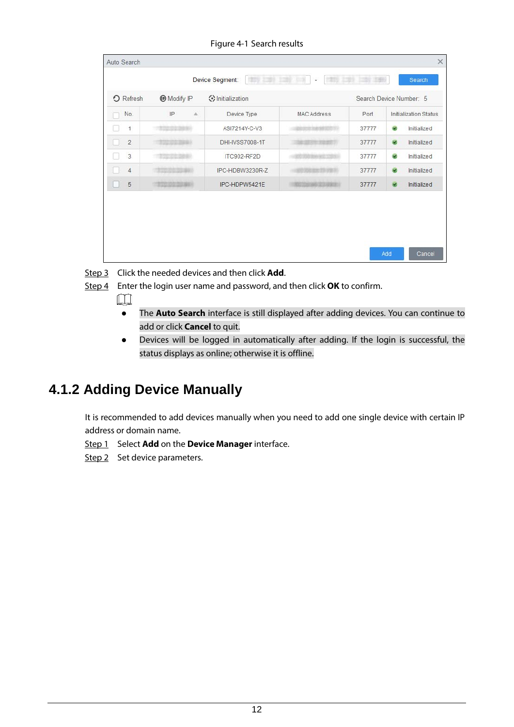Figure 4-1 Search results

Step 3 Click the needed devices and then click **Add**.

Step 4 Enter the login user name and password, and then click **OK** to confirm.

- The **Auto Search** interface is still displayed after adding devices. You can continue to add or click **Cancel** to quit.
- Devices will be logged in automatically after adding. If the login is successful, the status displays as online; otherwise it is offline.

## 4.1.2 Adding Device Manually

It is recommended to add devices manually when you need to add one single device with certain IP address or domain name.

Step 1 Select **Add** on the **Device Manager** interface.

Step 2 Set device parameters.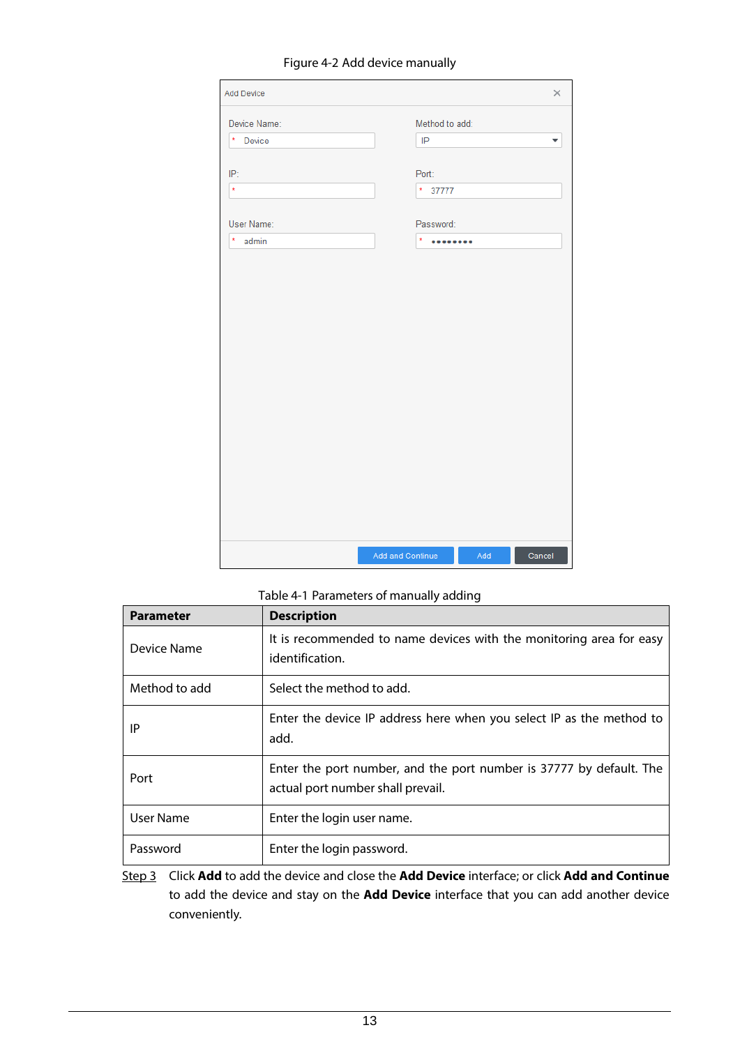Figure 4-2 Add device manually

Table 4-1 Parameters of manually adding

| Parameter | Description |
| --- | --- |
| Device Name | It is recommended to name devices with the monitoring area for easy identification. |
| Method to add | Select the method to add. |
| IP | Enter the device IP address here when you select IP as the method to add. |
| Port | Enter the port number, and the port number is 37777 by default. The actual port number shall prevail. |
| User Name | Enter the login user name. |
| Password | Enter the login password. |

Step 3 Click **Add** to add the device and close the **Add Device** interface; or click **Add and Continue** to add the device and stay on the **Add Device** interface that you can add another device conveniently.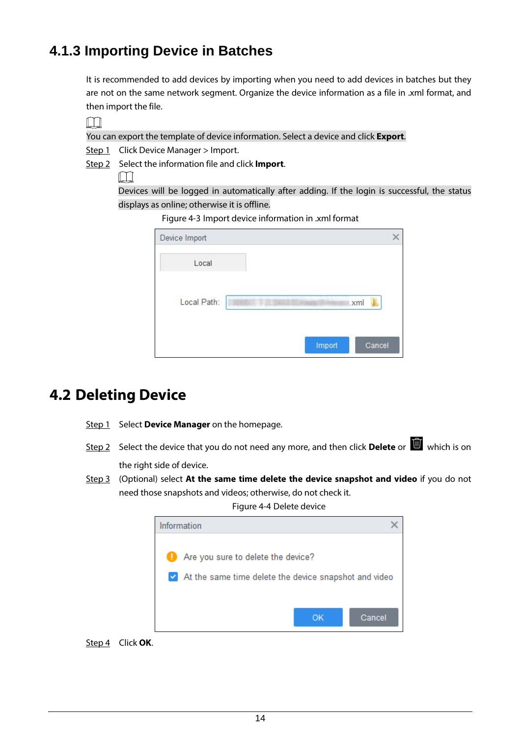### 4.1.3 Importing Device in Batches

It is recommended to add devices by importing when you need to add devices in batches but they are not on the same network segment. Organize the device information as a file in .xml format, and then import the file.

You can export the template of device information. Select a device and click **Export**.

Step 1 Click Device Manager > Import.

Step 2 Select the information file and click **Import**.

Devices will be logged in automatically after adding. If the login is successful, the status displays as online; otherwise it is offline.

Figure 4-3 Import device information in .xml format

## 4.2 Deleting Device

Step 1 Select **Device Manager** on the homepage.

Step 2 Select the device that you do not need any more, and then click **Delete** or the delete icon which is on the right side of device.

Step 3 (Optional) select **At the same time delete the device snapshot and video** if you do not need those snapshots and videos; otherwise, do not check it.

Figure 4-4 Delete device

Step 4 Click **OK**.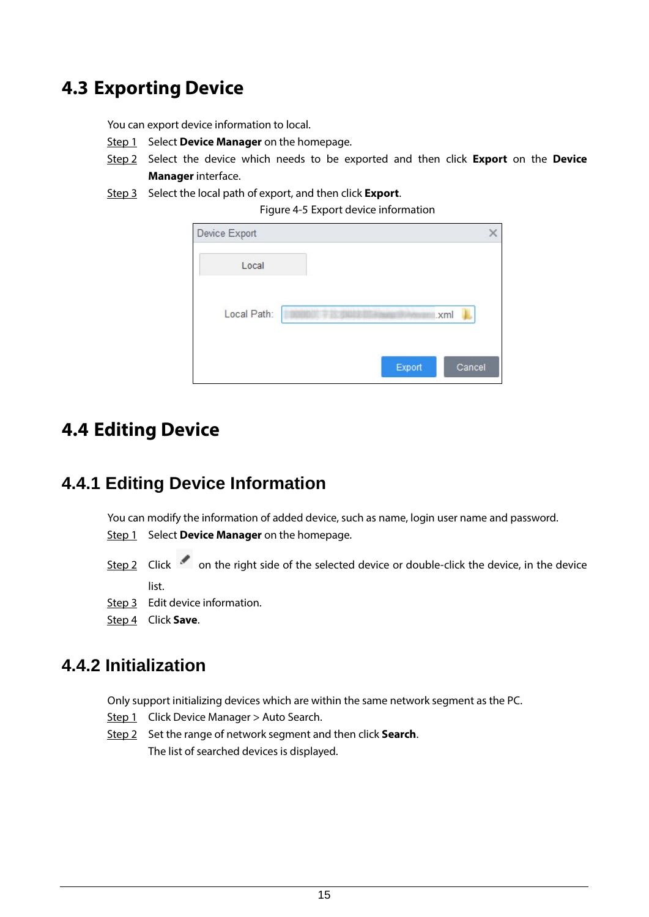## 4.3 Exporting Device

You can export device information to local.

Step 1 Select **Device Manager** on the homepage.

Step 2 Select the device which needs to be exported and then click **Export** on the **Device Manager** interface.

Step 3 Select the local path of export, and then click **Export**.

Figure 4-5 Export device information

## 4.4 Editing Device

### 4.4.1 Editing Device Information

You can modify the information of added device, such as name, login user name and password.

Step 1 Select **Device Manager** on the homepage.

Step 2 Click on the right side of the selected device or double-click the device, in the device list.

Step 3 Edit device information.

Step 4 Click **Save**.

### 4.4.2 Initialization

Only support initializing devices which are within the same network segment as the PC.

Step 1 Click Device Manager > Auto Search.

Step 2 Set the range of network segment and then click **Search**.

The list of searched devices is displayed.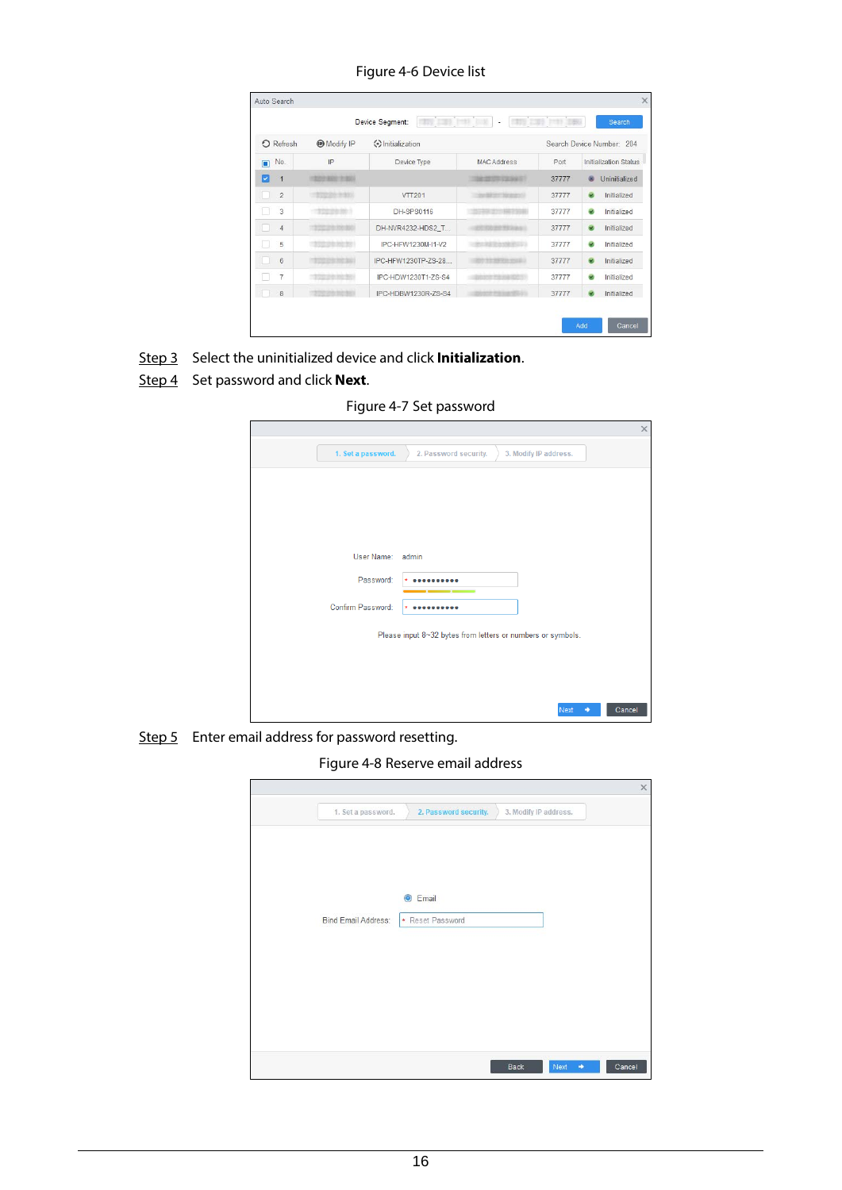Figure 4-6 Device list

Step 3 Select the uninitialized device and click **Initialization**.

Step 4 Set password and click **Next**.

Figure 4-7 Set password

Step 5 Enter email address for password resetting.

Figure 4-8 Reserve email address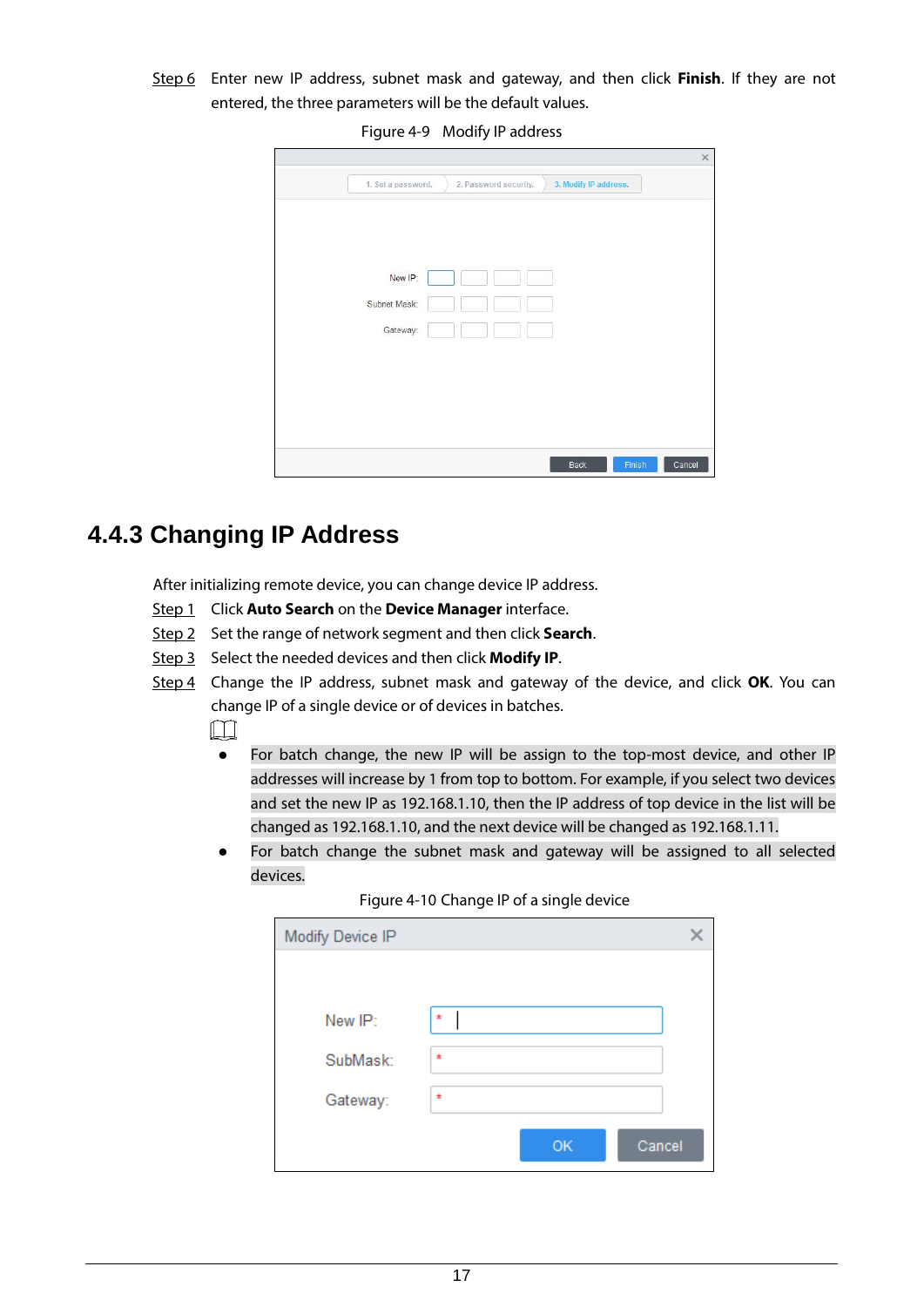Step 6 Enter new IP address, subnet mask and gateway, and then click **Finish**. If they are not entered, the three parameters will be the default values.

Figure 4-9 Modify IP address

## 4.4.3 Changing IP Address

After initializing remote device, you can change device IP address.

Step 1 Click **Auto Search** on the **Device Manager** interface.

Step 2 Set the range of network segment and then click **Search**.

Step 3 Select the needed devices and then click **Modify IP**.

Step 4 Change the IP address, subnet mask and gateway of the device, and click **OK**. You can change IP of a single device or of devices in batches.

- For batch change, the new IP will be assign to the top-most device, and other IP addresses will increase by 1 from top to bottom. For example, if you select two devices and set the new IP as 192.168.1.10, then the IP address of top device in the list will be changed as 192.168.1.10, and the next device will be changed as 192.168.1.11.
- For batch change the subnet mask and gateway will be assigned to all selected devices.

Figure 4-10 Change IP of a single device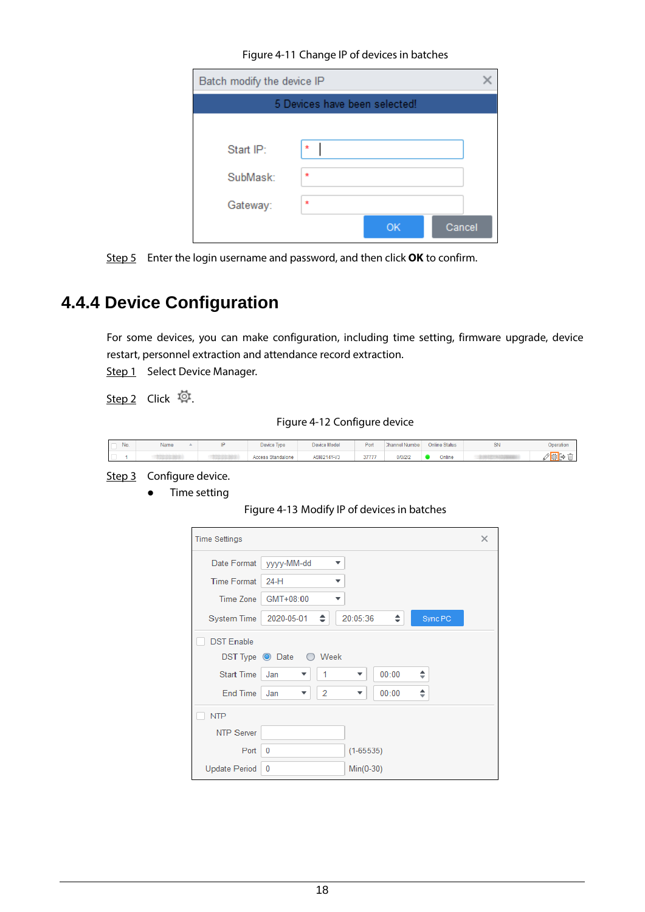Figure 4-11 Change IP of devices in batches

Step 5 Enter the login username and password, and then click **OK** to confirm.

## 4.4.4 Device Configuration

For some devices, you can make configuration, including time setting, firmware upgrade, device restart, personnel extraction and attendance record extraction.

Step 1 Select Device Manager.

Step 2 Click ⚙.

Figure 4-12 Configure device

Step 3 Configure device.

- Time setting

Figure 4-13 Modify IP of devices in batches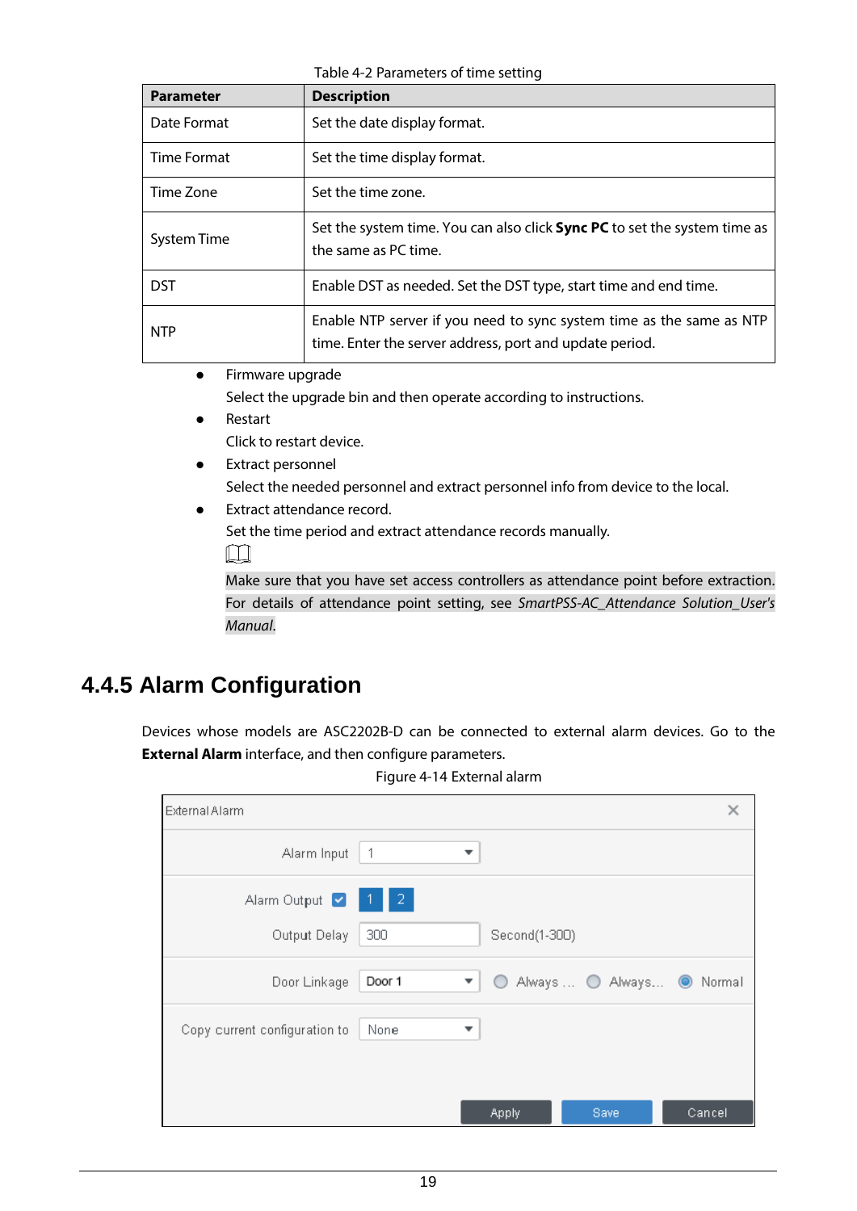Table 4-2 Parameters of time setting

| Parameter | Description |
|---|---|
| Date Format | Set the date display format. |
| Time Format | Set the time display format. |
| Time Zone | Set the time zone. |
| System Time | Set the system time. You can also click **Sync PC** to set the system time as the same as PC time. |
| DST | Enable DST as needed. Set the DST type, start time and end time. |
| NTP | Enable NTP server if you need to sync system time as the same as NTP time. Enter the server address, port and update period. |

- Firmware upgrade

  Select the upgrade bin and then operate according to instructions.
- Restart

  Click to restart device.
- Extract personnel

  Select the needed personnel and extract personnel info from device to the local.
- Extract attendance record.

  Set the time period and extract attendance records manually.

  Make sure that you have set access controllers as attendance point before extraction. For details of attendance point setting, see *SmartPSS-AC_Attendance Solution_User's Manual*.

## 4.4.5 Alarm Configuration

Devices whose models are ASC2202B-D can be connected to external alarm devices. Go to the **External Alarm** interface, and then configure parameters.

Figure 4-14 External alarm

External Alarm

Alarm Input: 1

Alarm Output: 1 2

Output Delay: 300 Second(1-300)

Door Linkage: Door 1 — Always ... / Always... / Normal

Copy current configuration to: None

Apply | Save | Cancel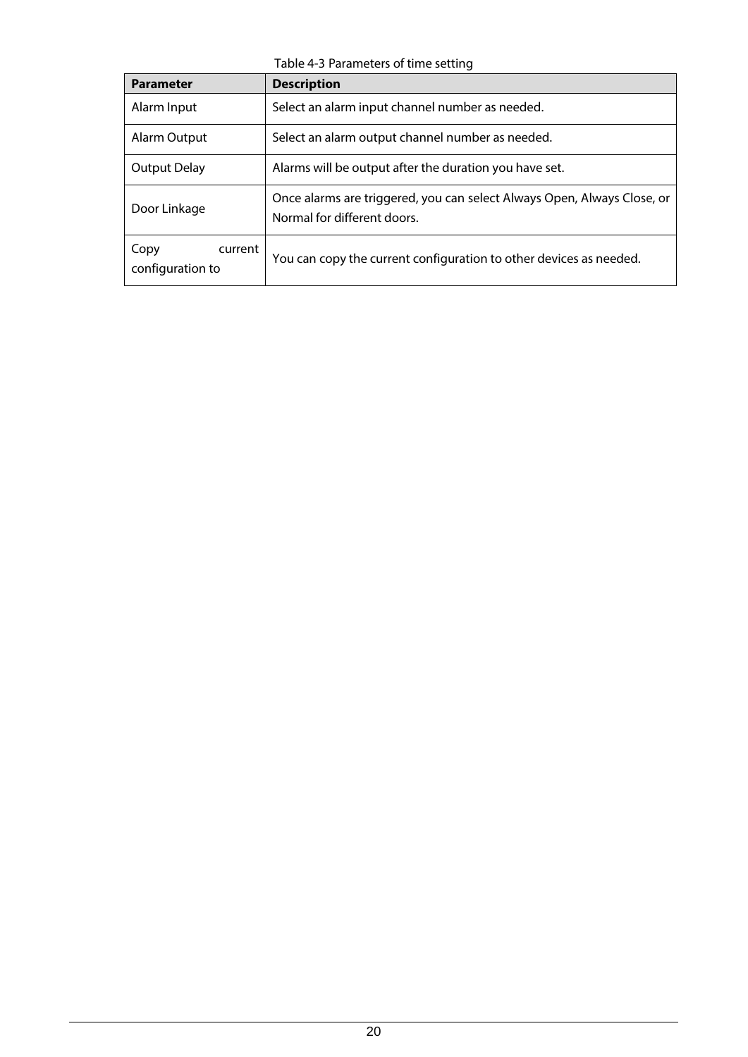Table 4-3 Parameters of time setting

| Parameter | Description |
|---|---|
| Alarm Input | Select an alarm input channel number as needed. |
| Alarm Output | Select an alarm output channel number as needed. |
| Output Delay | Alarms will be output after the duration you have set. |
| Door Linkage | Once alarms are triggered, you can select Always Open, Always Close, or Normal for different doors. |
| Copy current configuration to | You can copy the current configuration to other devices as needed. |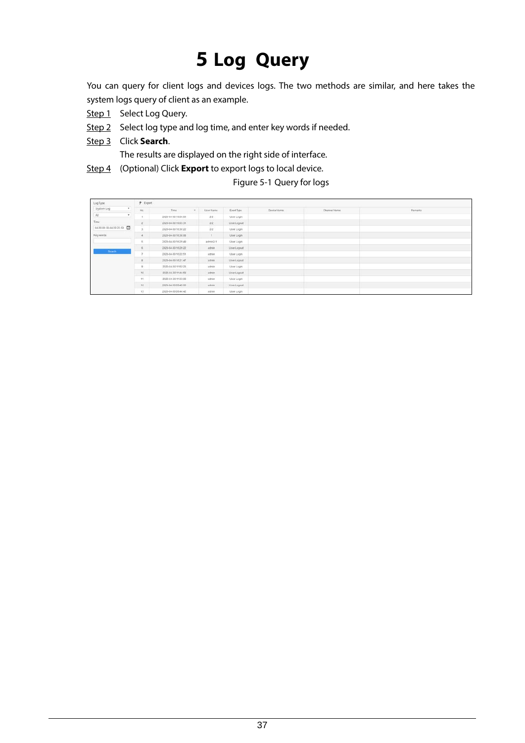# 5 Log Query

You can query for client logs and devices logs. The two methods are similar, and here takes the system logs query of client as an example.

Step 1 Select Log Query.

Step 2 Select log type and log time, and enter key words if needed.

Step 3 Click **Search**.

The results are displayed on the right side of interface.

Step 4 (Optional) Click **Export** to export logs to local device.

Figure 5-1 Query for logs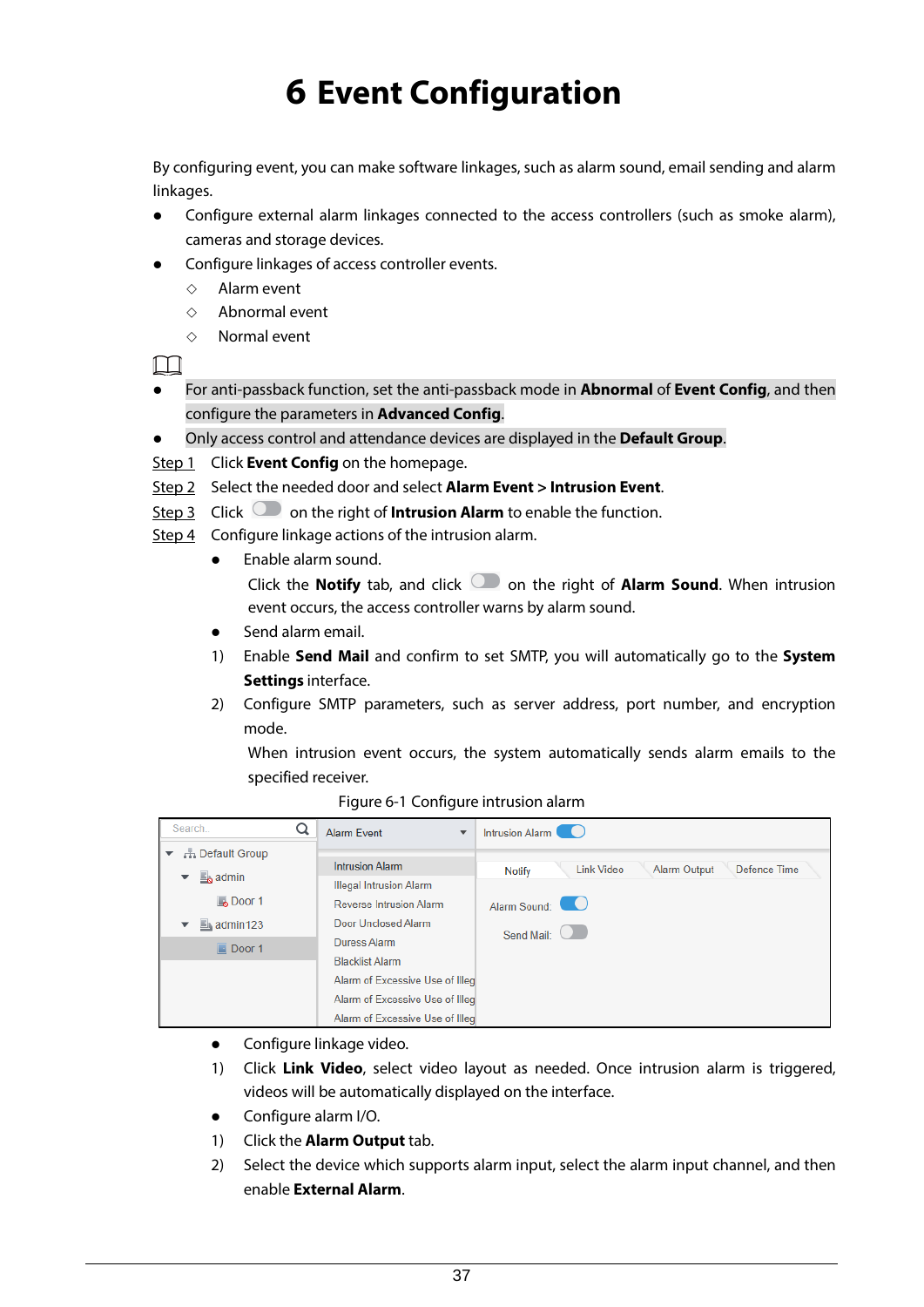# 6 Event Configuration

By configuring event, you can make software linkages, such as alarm sound, email sending and alarm linkages.

- Configure external alarm linkages connected to the access controllers (such as smoke alarm), cameras and storage devices.
- Configure linkages of access controller events.
  - ◇ Alarm event
  - ◇ Abnormal event
  - ◇ Normal event

- For anti-passback function, set the anti-passback mode in **Abnormal** of **Event Config**, and then configure the parameters in **Advanced Config**.
- Only access control and attendance devices are displayed in the **Default Group**.

Step 1 Click **Event Config** on the homepage.

Step 2 Select the needed door and select **Alarm Event > Intrusion Event**.

Step 3 Click on the right of **Intrusion Alarm** to enable the function.

Step 4 Configure linkage actions of the intrusion alarm.

- Enable alarm sound.

  Click the **Notify** tab, and click on the right of **Alarm Sound**. When intrusion event occurs, the access controller warns by alarm sound.

- Send alarm email.

1) Enable **Send Mail** and confirm to set SMTP, you will automatically go to the **System Settings** interface.
2) Configure SMTP parameters, such as server address, port number, and encryption mode.

   When intrusion event occurs, the system automatically sends alarm emails to the specified receiver.

Figure 6-1 Configure intrusion alarm

- Configure linkage video.

1) Click **Link Video**, select video layout as needed. Once intrusion alarm is triggered, videos will be automatically displayed on the interface.

- Configure alarm I/O.

1) Click the **Alarm Output** tab.
2) Select the device which supports alarm input, select the alarm input channel, and then enable **External Alarm**.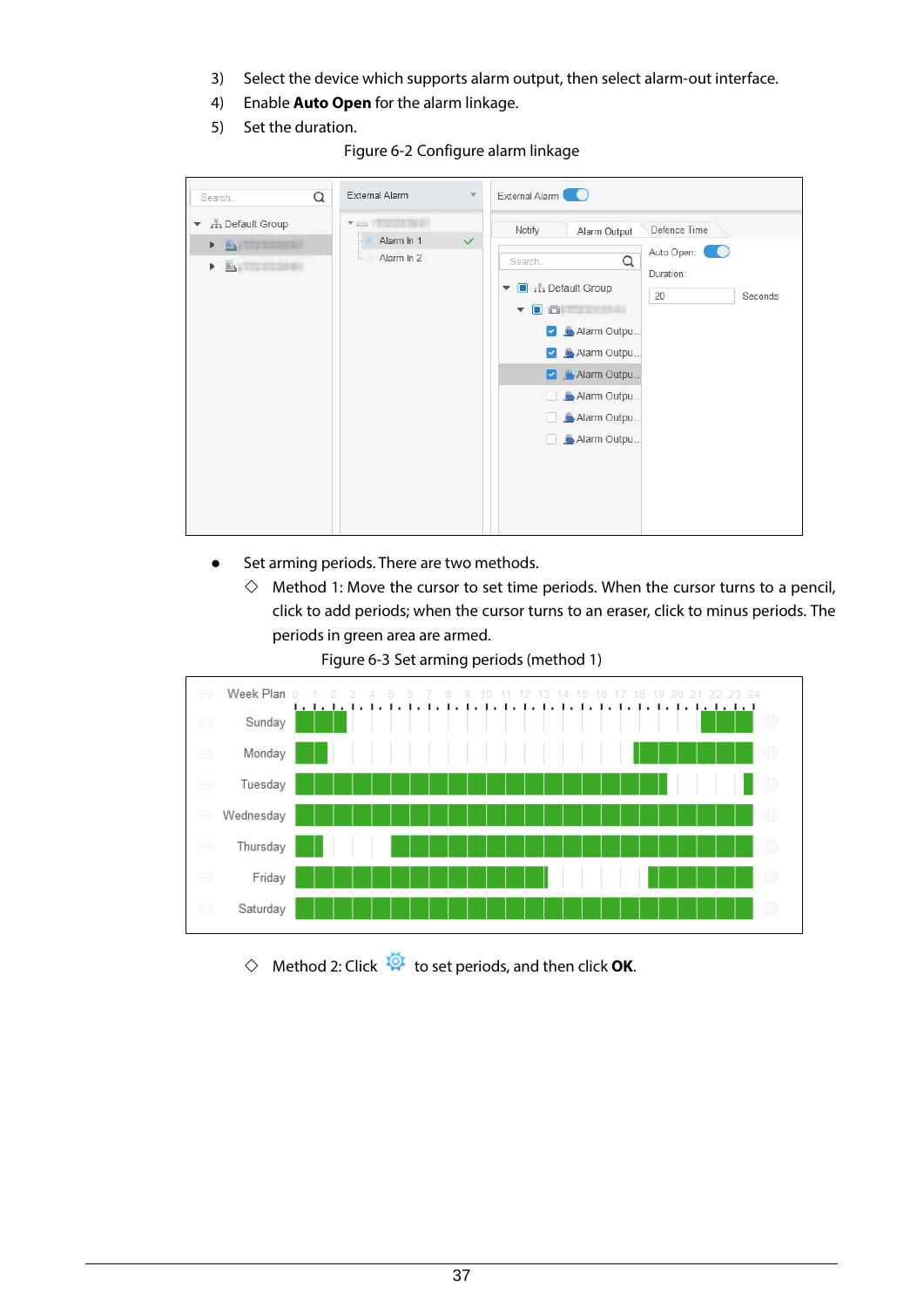3) Select the device which supports alarm output, then select alarm-out interface.
4) Enable **Auto Open** for the alarm linkage.
5) Set the duration.

Figure 6-2 Configure alarm linkage

- Set arming periods. There are two methods.
  - ◇ Method 1: Move the cursor to set time periods. When the cursor turns to a pencil, click to add periods; when the cursor turns to an eraser, click to minus periods. The periods in green area are armed.

Figure 6-3 Set arming periods (method 1)

  - ◇ Method 2: Click ⚙ to set periods, and then click **OK**.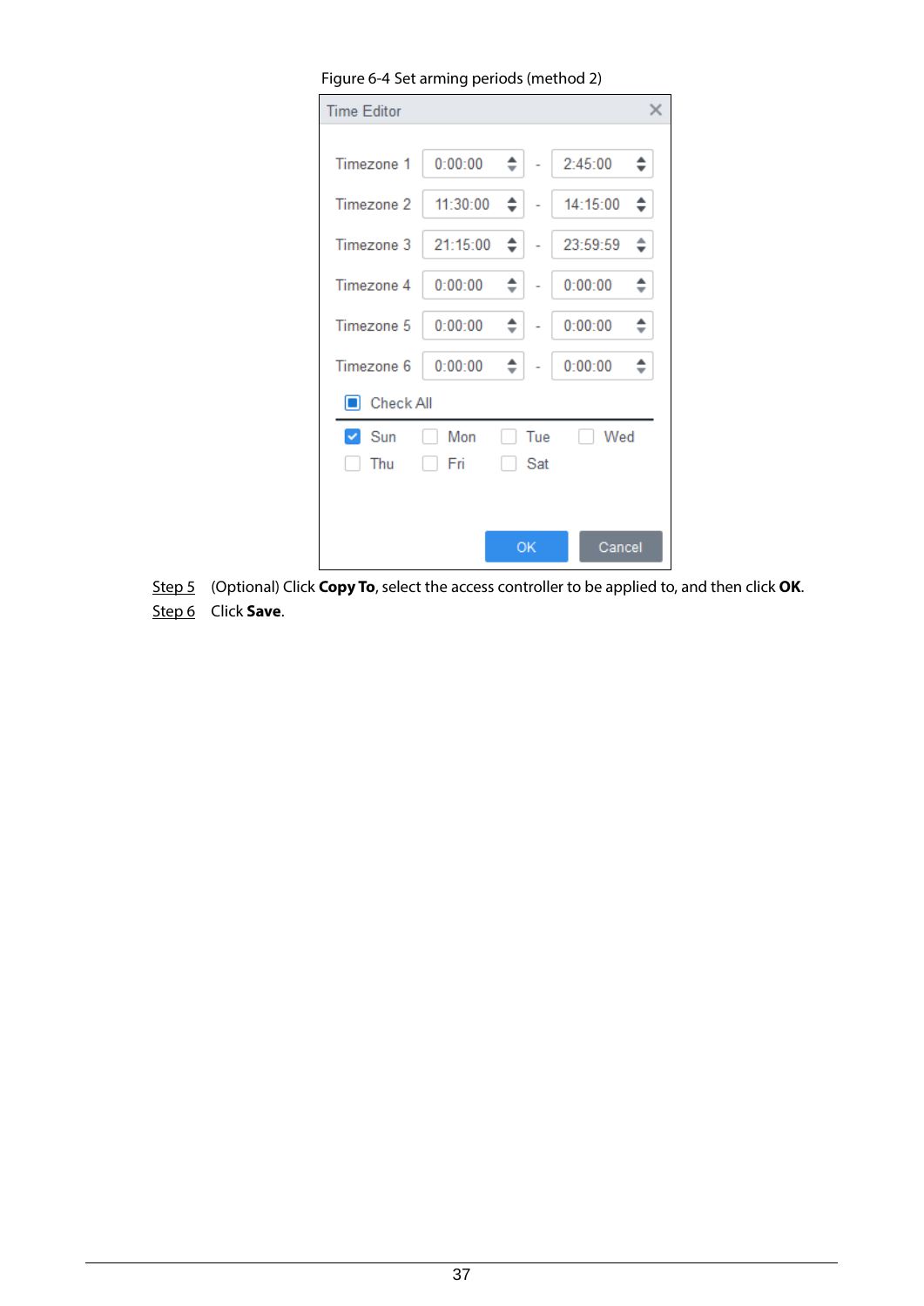Figure 6-4 Set arming periods (method 2)

| | Start | | End |
|---|---|---|---|
| Timezone 1 | 0:00:00 | - | 2:45:00 |
| Timezone 2 | 11:30:00 | - | 14:15:00 |
| Timezone 3 | 21:15:00 | - | 23:59:59 |
| Timezone 4 | 0:00:00 | - | 0:00:00 |
| Timezone 5 | 0:00:00 | - | 0:00:00 |
| Timezone 6 | 0:00:00 | - | 0:00:00 |

Step 5 (Optional) Click **Copy To**, select the access controller to be applied to, and then click **OK**.

Step 6 Click **Save**.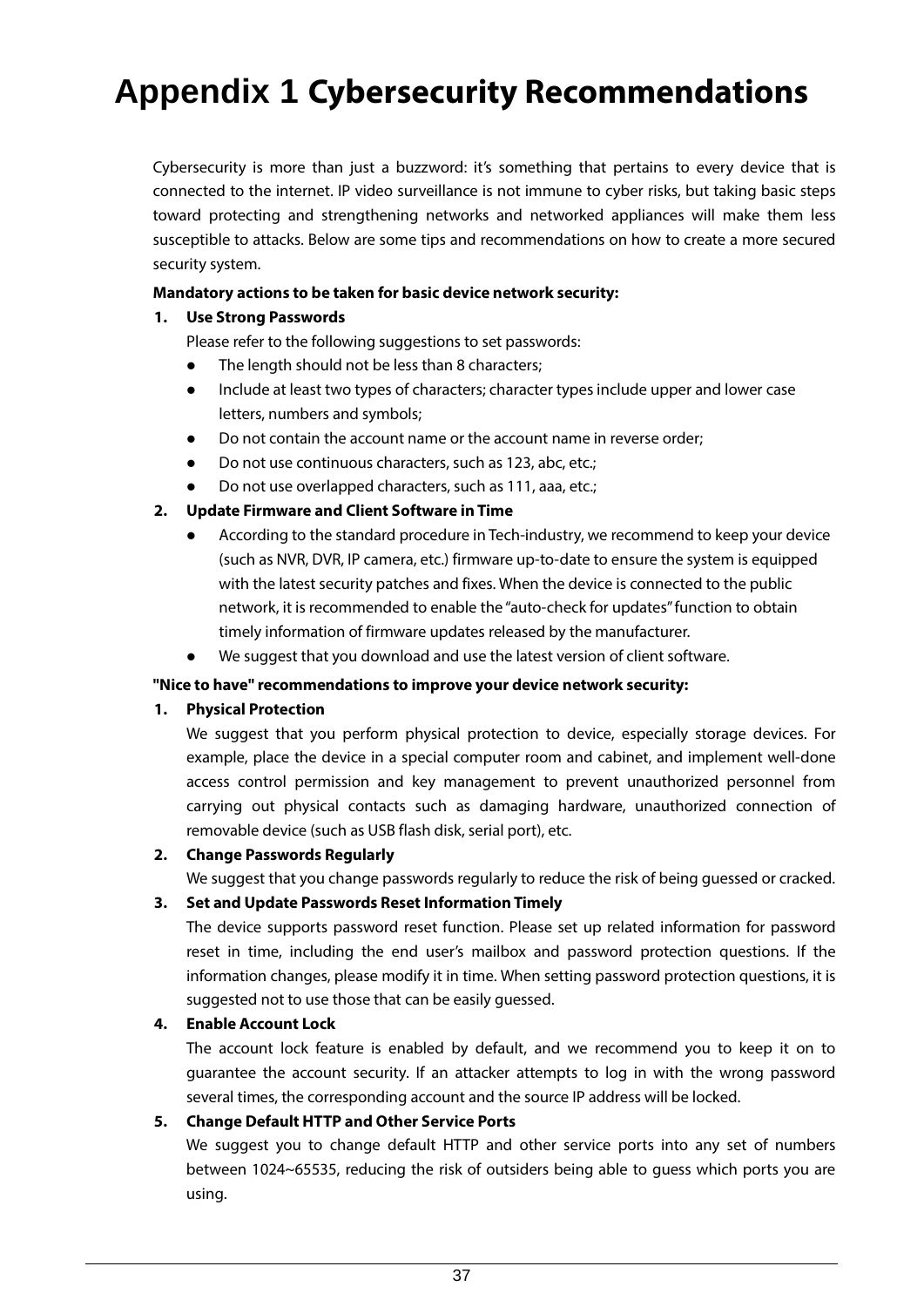# Appendix 1 Cybersecurity Recommendations

Cybersecurity is more than just a buzzword: it's something that pertains to every device that is connected to the internet. IP video surveillance is not immune to cyber risks, but taking basic steps toward protecting and strengthening networks and networked appliances will make them less susceptible to attacks. Below are some tips and recommendations on how to create a more secured security system.

**Mandatory actions to be taken for basic device network security:**

1. **Use Strong Passwords**

   Please refer to the following suggestions to set passwords:

   - The length should not be less than 8 characters;
   - Include at least two types of characters; character types include upper and lower case letters, numbers and symbols;
   - Do not contain the account name or the account name in reverse order;
   - Do not use continuous characters, such as 123, abc, etc.;
   - Do not use overlapped characters, such as 111, aaa, etc.;

2. **Update Firmware and Client Software in Time**

   - According to the standard procedure in Tech-industry, we recommend to keep your device (such as NVR, DVR, IP camera, etc.) firmware up-to-date to ensure the system is equipped with the latest security patches and fixes. When the device is connected to the public network, it is recommended to enable the "auto-check for updates" function to obtain timely information of firmware updates released by the manufacturer.
   - We suggest that you download and use the latest version of client software.

**"Nice to have" recommendations to improve your device network security:**

1. **Physical Protection**

   We suggest that you perform physical protection to device, especially storage devices. For example, place the device in a special computer room and cabinet, and implement well-done access control permission and key management to prevent unauthorized personnel from carrying out physical contacts such as damaging hardware, unauthorized connection of removable device (such as USB flash disk, serial port), etc.

2. **Change Passwords Regularly**

   We suggest that you change passwords regularly to reduce the risk of being guessed or cracked.

3. **Set and Update Passwords Reset Information Timely**

   The device supports password reset function. Please set up related information for password reset in time, including the end user's mailbox and password protection questions. If the information changes, please modify it in time. When setting password protection questions, it is suggested not to use those that can be easily guessed.

4. **Enable Account Lock**

   The account lock feature is enabled by default, and we recommend you to keep it on to guarantee the account security. If an attacker attempts to log in with the wrong password several times, the corresponding account and the source IP address will be locked.

5. **Change Default HTTP and Other Service Ports**

   We suggest you to change default HTTP and other service ports into any set of numbers between 1024~65535, reducing the risk of outsiders being able to guess which ports you are using.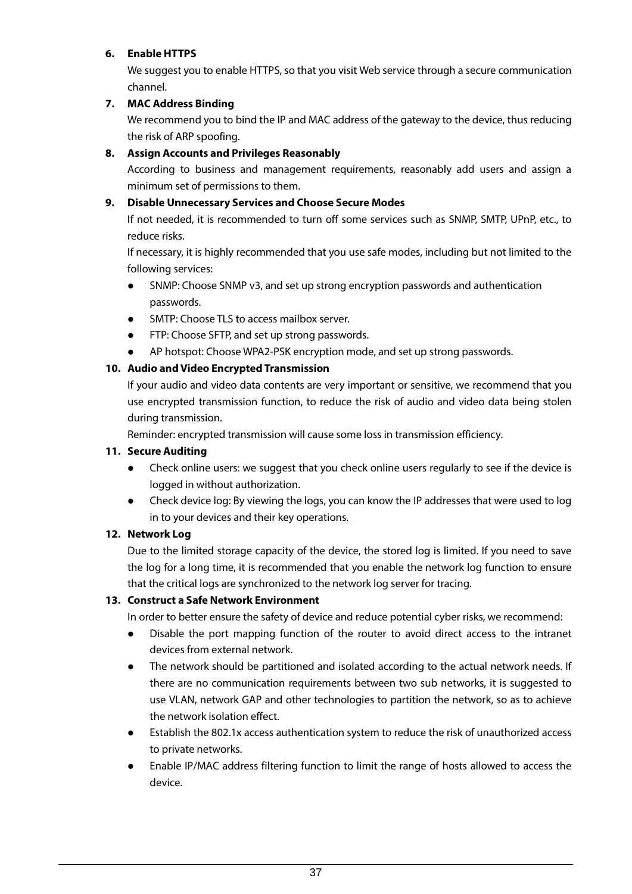6. **Enable HTTPS**

   We suggest you to enable HTTPS, so that you visit Web service through a secure communication channel.

7. **MAC Address Binding**

   We recommend you to bind the IP and MAC address of the gateway to the device, thus reducing the risk of ARP spoofing.

8. **Assign Accounts and Privileges Reasonably**

   According to business and management requirements, reasonably add users and assign a minimum set of permissions to them.

9. **Disable Unnecessary Services and Choose Secure Modes**

   If not needed, it is recommended to turn off some services such as SNMP, SMTP, UPnP, etc., to reduce risks.

   If necessary, it is highly recommended that you use safe modes, including but not limited to the following services:

   - SNMP: Choose SNMP v3, and set up strong encryption passwords and authentication passwords.
   - SMTP: Choose TLS to access mailbox server.
   - FTP: Choose SFTP, and set up strong passwords.
   - AP hotspot: Choose WPA2-PSK encryption mode, and set up strong passwords.

10. **Audio and Video Encrypted Transmission**

    If your audio and video data contents are very important or sensitive, we recommend that you use encrypted transmission function, to reduce the risk of audio and video data being stolen during transmission.

    Reminder: encrypted transmission will cause some loss in transmission efficiency.

11. **Secure Auditing**

    - Check online users: we suggest that you check online users regularly to see if the device is logged in without authorization.
    - Check device log: By viewing the logs, you can know the IP addresses that were used to log in to your devices and their key operations.

12. **Network Log**

    Due to the limited storage capacity of the device, the stored log is limited. If you need to save the log for a long time, it is recommended that you enable the network log function to ensure that the critical logs are synchronized to the network log server for tracing.

13. **Construct a Safe Network Environment**

    In order to better ensure the safety of device and reduce potential cyber risks, we recommend:

    - Disable the port mapping function of the router to avoid direct access to the intranet devices from external network.
    - The network should be partitioned and isolated according to the actual network needs. If there are no communication requirements between two sub networks, it is suggested to use VLAN, network GAP and other technologies to partition the network, so as to achieve the network isolation effect.
    - Establish the 802.1x access authentication system to reduce the risk of unauthorized access to private networks.
    - Enable IP/MAC address filtering function to limit the range of hosts allowed to access the device.